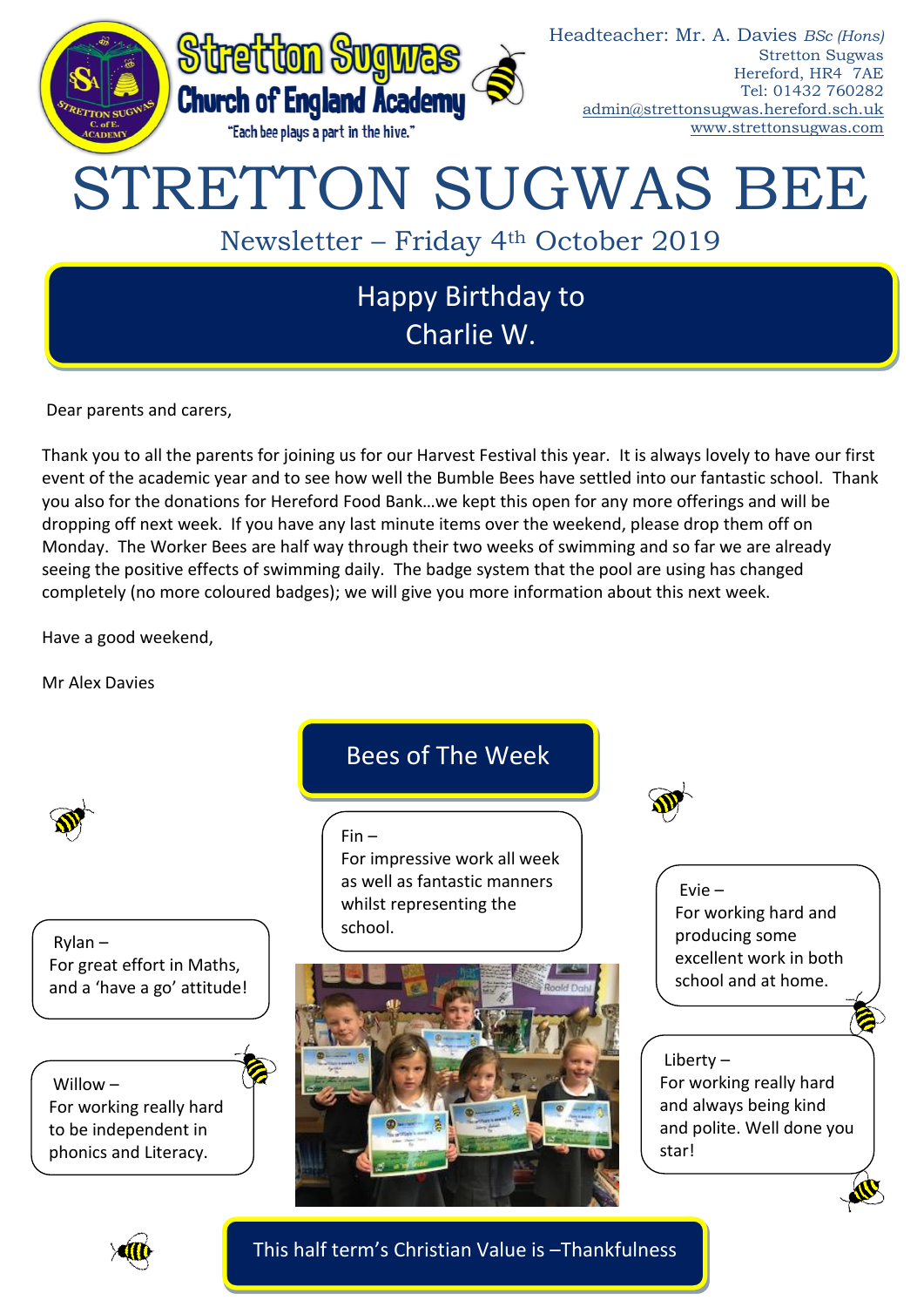Stretton Sugwas Church of England Academy

"Each bee plays a part in the hive."

Headteacher: Mr. A. Davies *BSc (Hons)*
Stretton Sugwas
Hereford, HR4 7AE
Tel: 01432 760282
admin@strettonsugwas.hereford.sch.uk
www.strettonsugwas.com

# STRETTON SUGWAS BEE

## Newsletter – Friday 4th October 2019

### Happy Birthday to Charlie W.

Dear parents and carers,

Thank you to all the parents for joining us for our Harvest Festival this year. It is always lovely to have our first event of the academic year and to see how well the Bumble Bees have settled into our fantastic school. Thank you also for the donations for Hereford Food Bank…we kept this open for any more offerings and will be dropping off next week. If you have any last minute items over the weekend, please drop them off on Monday. The Worker Bees are half way through their two weeks of swimming and so far we are already seeing the positive effects of swimming daily. The badge system that the pool are using has changed completely (no more coloured badges); we will give you more information about this next week.

Have a good weekend,

Mr Alex Davies

## Bees of The Week

Fin – For impressive work all week as well as fantastic manners whilst representing the school.

Rylan – For great effort in Maths, and a 'have a go' attitude!

Willow – For working really hard to be independent in phonics and Literacy.

Evie – For working hard and producing some excellent work in both school and at home.

Liberty – For working really hard and always being kind and polite. Well done you star!

**This half term's Christian Value is –Thankfulness**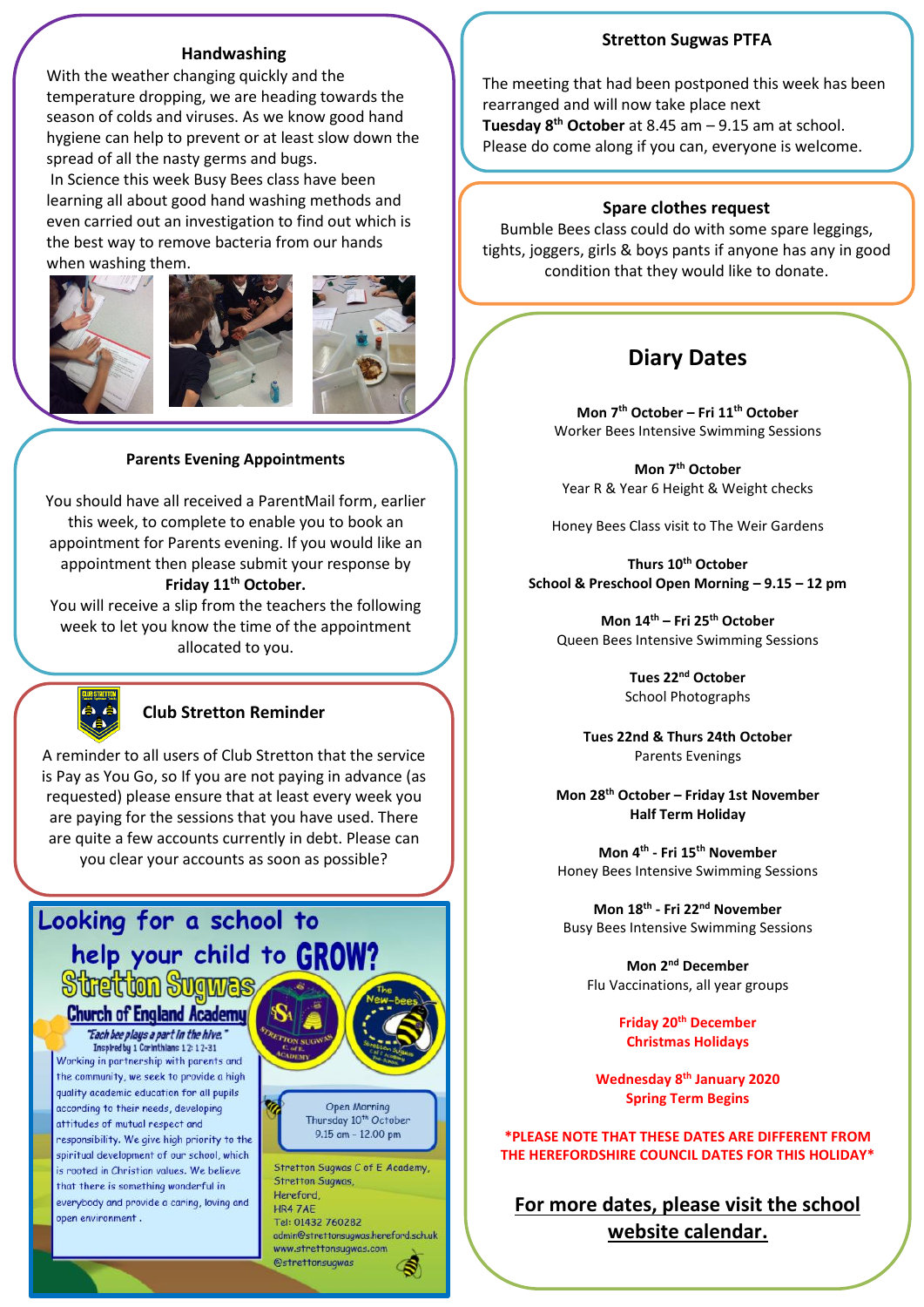## Handwashing

With the weather changing quickly and the temperature dropping, we are heading towards the season of colds and viruses. As we know good hand hygiene can help to prevent or at least slow down the spread of all the nasty germs and bugs.

In Science this week Busy Bees class have been learning all about good hand washing methods and even carried out an investigation to find out which is the best way to remove bacteria from our hands when washing them.

## Parents Evening Appointments

You should have all received a ParentMail form, earlier this week, to complete to enable you to book an appointment for Parents evening. If you would like an appointment then please submit your response by **Friday 11th October.**

You will receive a slip from the teachers the following week to let you know the time of the appointment allocated to you.

## Club Stretton Reminder

A reminder to all users of Club Stretton that the service is Pay as You Go, so If you are not paying in advance (as requested) please ensure that at least every week you are paying for the sessions that you have used. There are quite a few accounts currently in debt. Please can you clear your accounts as soon as possible?

## Looking for a school to help your child to GROW?

**Stretton Sugwas Church of England Academy**

*"Each bee plays a part in the hive."*
Inspired by 1 Corinthians 12: 12-31

Working in partnership with parents and the community, we seek to provide a high quality academic education for all pupils according to their needs, developing attitudes of mutual respect and responsibility. We give high priority to the spiritual development of our school, which is rooted in Christian values. We believe that there is something wonderful in everybody and provide a caring, loving and open environment.

Open Morning
Thursday 10th October
9.15 am – 12.00 pm

Stretton Sugwas C of E Academy,
Stretton Sugwas,
Hereford,
HR4 7AE
Tel: 01432 760282
admin@strettonsugwas.hereford.sch.uk
www.strettonsugwas.com
@strettonsugwas

## Stretton Sugwas PTFA

The meeting that had been postponed this week has been rearranged and will now take place next **Tuesday 8th October** at 8.45 am – 9.15 am at school. Please do come along if you can, everyone is welcome.

## Spare clothes request

Bumble Bees class could do with some spare leggings, tights, joggers, girls & boys pants if anyone has any in good condition that they would like to donate.

## Diary Dates

**Mon 7th October – Fri 11th October**
Worker Bees Intensive Swimming Sessions

**Mon 7th October**
Year R & Year 6 Height & Weight checks

Honey Bees Class visit to The Weir Gardens

**Thurs 10th October**
**School & Preschool Open Morning – 9.15 – 12 pm**

**Mon 14th – Fri 25th October**
Queen Bees Intensive Swimming Sessions

**Tues 22nd October**
School Photographs

**Tues 22nd & Thurs 24th October**
Parents Evenings

**Mon 28th October – Friday 1st November**
**Half Term Holiday**

**Mon 4th - Fri 15th November**
Honey Bees Intensive Swimming Sessions

**Mon 18th - Fri 22nd November**
Busy Bees Intensive Swimming Sessions

**Mon 2nd December**
Flu Vaccinations, all year groups

**Friday 20th December**
**Christmas Holidays**

**Wednesday 8th January 2020**
**Spring Term Begins**

**\*PLEASE NOTE THAT THESE DATES ARE DIFFERENT FROM THE HEREFORDSHIRE COUNCIL DATES FOR THIS HOLIDAY\***

**For more dates, please visit the school website calendar.**